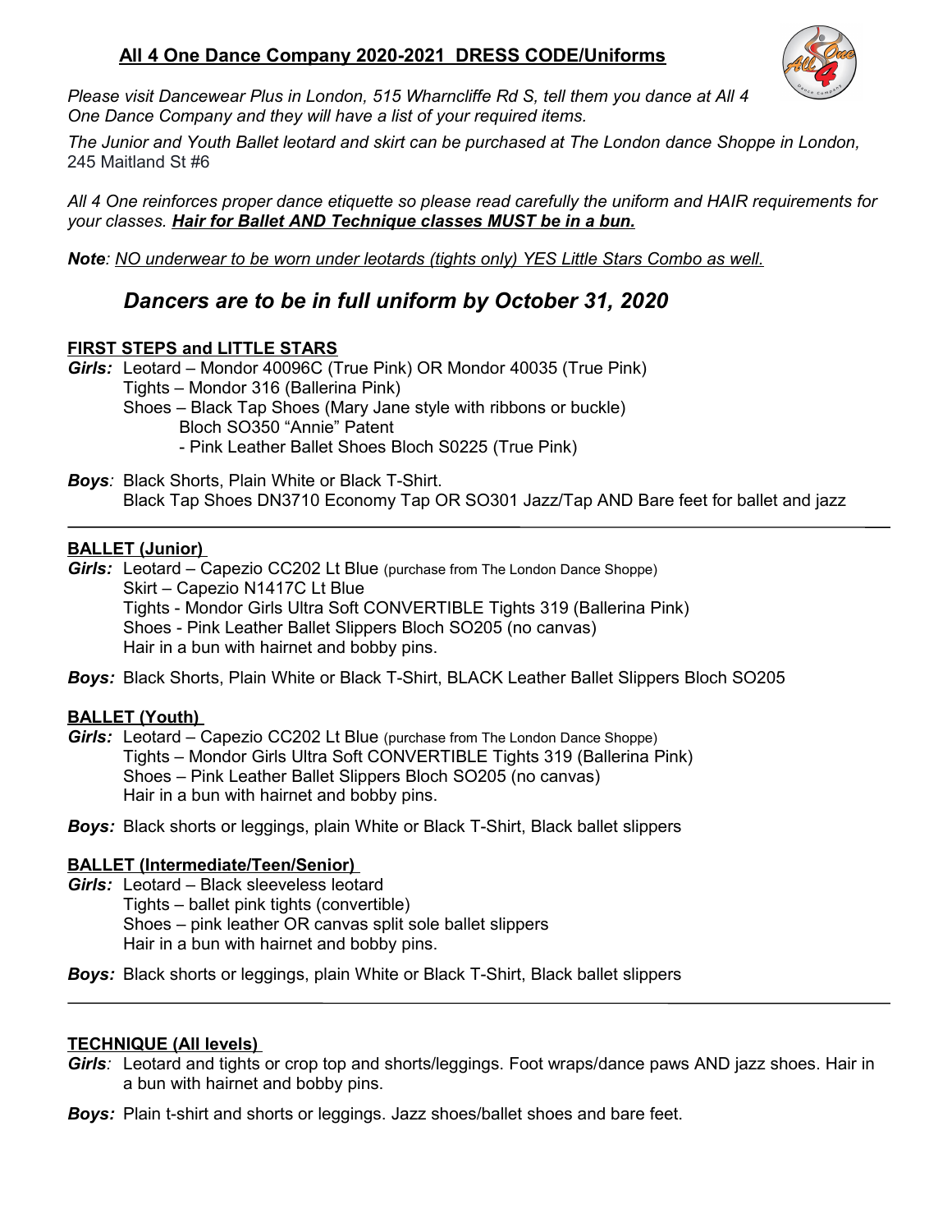# All 4 One Dance Company 2020-2021 DRESS CODE/Uniforms

*Please visit Dancewear Plus in London, 515 Wharncliffe Rd S, tell them you dance at All 4 One Dance Company and they will have a list of your required items.*

*The Junior and Youth Ballet leotard and skirt can be purchased at The London dance Shoppe in London,* 245 Maitland St #6

*All 4 One reinforces proper dance etiquette so please read carefully the uniform and HAIR requirements for your classes.* ***Hair for Ballet AND Technique classes MUST be in a bun.***

***Note**: NO underwear to be worn under leotards (tights only) YES Little Stars Combo as well.*

## *Dancers are to be in full uniform by October 31, 2020*

### FIRST STEPS and LITTLE STARS

***Girls:*** Leotard – Mondor 40096C (True Pink) OR Mondor 40035 (True Pink)
Tights – Mondor 316 (Ballerina Pink)
Shoes – Black Tap Shoes (Mary Jane style with ribbons or buckle)
Bloch SO350 "Annie" Patent
- Pink Leather Ballet Shoes Bloch S0225 (True Pink)

***Boys**:* Black Shorts, Plain White or Black T-Shirt.
Black Tap Shoes DN3710 Economy Tap OR SO301 Jazz/Tap AND Bare feet for ballet and jazz

---

### BALLET (Junior)

***Girls:*** Leotard – Capezio CC202 Lt Blue (purchase from The London Dance Shoppe)
Skirt – Capezio N1417C Lt Blue
Tights - Mondor Girls Ultra Soft CONVERTIBLE Tights 319 (Ballerina Pink)
Shoes - Pink Leather Ballet Slippers Bloch SO205 (no canvas)
Hair in a bun with hairnet and bobby pins.

***Boys:*** Black Shorts, Plain White or Black T-Shirt, BLACK Leather Ballet Slippers Bloch SO205

### BALLET (Youth)

***Girls:*** Leotard – Capezio CC202 Lt Blue (purchase from The London Dance Shoppe)
Tights – Mondor Girls Ultra Soft CONVERTIBLE Tights 319 (Ballerina Pink)
Shoes – Pink Leather Ballet Slippers Bloch SO205 (no canvas)
Hair in a bun with hairnet and bobby pins.

***Boys:*** Black shorts or leggings, plain White or Black T-Shirt, Black ballet slippers

### BALLET (Intermediate/Teen/Senior)

***Girls:*** Leotard – Black sleeveless leotard
Tights – ballet pink tights (convertible)
Shoes – pink leather OR canvas split sole ballet slippers
Hair in a bun with hairnet and bobby pins.

***Boys:*** Black shorts or leggings, plain White or Black T-Shirt, Black ballet slippers

---

### TECHNIQUE (All levels)

***Girls**:* Leotard and tights or crop top and shorts/leggings. Foot wraps/dance paws AND jazz shoes. Hair in a bun with hairnet and bobby pins.

***Boys:*** Plain t-shirt and shorts or leggings. Jazz shoes/ballet shoes and bare feet.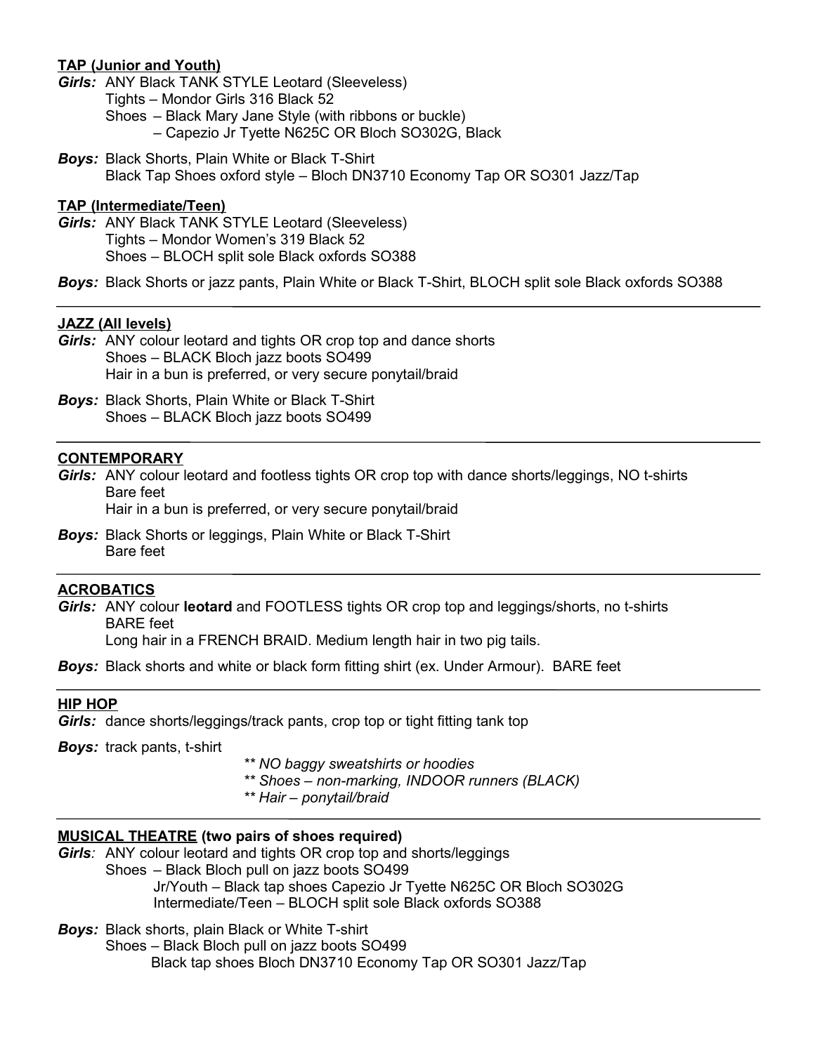**TAP (Junior and Youth)**

***Girls:*** ANY Black TANK STYLE Leotard (Sleeveless)
Tights – Mondor Girls 316 Black 52
Shoes – Black Mary Jane Style (with ribbons or buckle)
– Capezio Jr Tyette N625C OR Bloch SO302G, Black

***Boys:*** Black Shorts, Plain White or Black T-Shirt
Black Tap Shoes oxford style – Bloch DN3710 Economy Tap OR SO301 Jazz/Tap

**TAP (Intermediate/Teen)**

***Girls:*** ANY Black TANK STYLE Leotard (Sleeveless)
Tights – Mondor Women's 319 Black 52
Shoes – BLOCH split sole Black oxfords SO388

***Boys:*** Black Shorts or jazz pants, Plain White or Black T-Shirt, BLOCH split sole Black oxfords SO388

---

**JAZZ (All levels)**

***Girls:*** ANY colour leotard and tights OR crop top and dance shorts
Shoes – BLACK Bloch jazz boots SO499
Hair in a bun is preferred, or very secure ponytail/braid

***Boys:*** Black Shorts, Plain White or Black T-Shirt
Shoes – BLACK Bloch jazz boots SO499

---

**CONTEMPORARY**

***Girls:*** ANY colour leotard and footless tights OR crop top with dance shorts/leggings, NO t-shirts
Bare feet
Hair in a bun is preferred, or very secure ponytail/braid

***Boys:*** Black Shorts or leggings, Plain White or Black T-Shirt
Bare feet

---

**ACROBATICS**

***Girls:*** ANY colour **leotard** and FOOTLESS tights OR crop top and leggings/shorts, no t-shirts
BARE feet
Long hair in a FRENCH BRAID. Medium length hair in two pig tails.

***Boys:*** Black shorts and white or black form fitting shirt (ex. Under Armour). BARE feet

---

**HIP HOP**

***Girls:*** dance shorts/leggings/track pants, crop top or tight fitting tank top

***Boys:*** track pants, t-shirt

*** NO baggy sweatshirts or hoodies*
*** Shoes – non-marking, INDOOR runners (BLACK)*
*** Hair – ponytail/braid*

---

**MUSICAL THEATRE (two pairs of shoes required)**

***Girls:*** ANY colour leotard and tights OR crop top and shorts/leggings
Shoes – Black Bloch pull on jazz boots SO499
Jr/Youth – Black tap shoes Capezio Jr Tyette N625C OR Bloch SO302G
Intermediate/Teen – BLOCH split sole Black oxfords SO388

***Boys:*** Black shorts, plain Black or White T-shirt
Shoes – Black Bloch pull on jazz boots SO499
Black tap shoes Bloch DN3710 Economy Tap OR SO301 Jazz/Tap